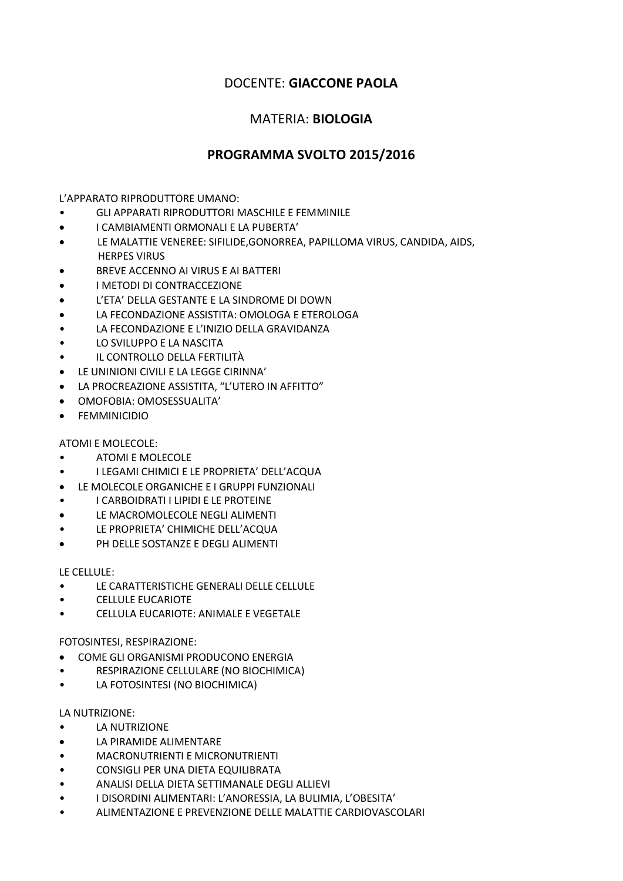DOCENTE: **GIACCONE PAOLA**

MATERIA: **BIOLOGIA**

**PROGRAMMA SVOLTO 2015/2016**

L'APPARATO RIPRODUTTORE UMANO:

- GLI APPARATI RIPRODUTTORI MASCHILE E FEMMINILE
- I CAMBIAMENTI ORMONALI E LA PUBERTA'
- LE MALATTIE VENEREE: SIFILIDE,GONORREA, PAPILLOMA VIRUS, CANDIDA, AIDS, HERPES VIRUS
- BREVE ACCENNO AI VIRUS E AI BATTERI
- I METODI DI CONTRACCEZIONE
- L'ETA' DELLA GESTANTE E LA SINDROME DI DOWN
- LA FECONDAZIONE ASSISTITA: OMOLOGA E ETEROLOGA
- LA FECONDAZIONE E L'INIZIO DELLA GRAVIDANZA
- LO SVILUPPO E LA NASCITA
- IL CONTROLLO DELLA FERTILITÀ
- LE UNINIONI CIVILI E LA LEGGE CIRINNA'
- LA PROCREAZIONE ASSISTITA, "L'UTERO IN AFFITTO"
- OMOFOBIA: OMOSESSUALITA'
- FEMMINICIDIO

ATOMI E MOLECOLE:

- ATOMI E MOLECOLE
- I LEGAMI CHIMICI E LE PROPRIETA' DELL'ACQUA
- LE MOLECOLE ORGANICHE E I GRUPPI FUNZIONALI
- I CARBOIDRATI I LIPIDI E LE PROTEINE
- LE MACROMOLECOLE NEGLI ALIMENTI
- LE PROPRIETA' CHIMICHE DELL'ACQUA
- PH DELLE SOSTANZE E DEGLI ALIMENTI

LE CELLULE:

- LE CARATTERISTICHE GENERALI DELLE CELLULE
- CELLULE EUCARIOTE
- CELLULA EUCARIOTE: ANIMALE E VEGETALE

FOTOSINTESI, RESPIRAZIONE:

- COME GLI ORGANISMI PRODUCONO ENERGIA
- RESPIRAZIONE CELLULARE (NO BIOCHIMICA)
- LA FOTOSINTESI (NO BIOCHIMICA)

LA NUTRIZIONE:

- LA NUTRIZIONE
- LA PIRAMIDE ALIMENTARE
- MACRONUTRIENTI E MICRONUTRIENTI
- CONSIGLI PER UNA DIETA EQUILIBRATA
- ANALISI DELLA DIETA SETTIMANALE DEGLI ALLIEVI
- I DISORDINI ALIMENTARI: L'ANORESSIA, LA BULIMIA, L'OBESITA'
- ALIMENTAZIONE E PREVENZIONE DELLE MALATTIE CARDIOVASCOLARI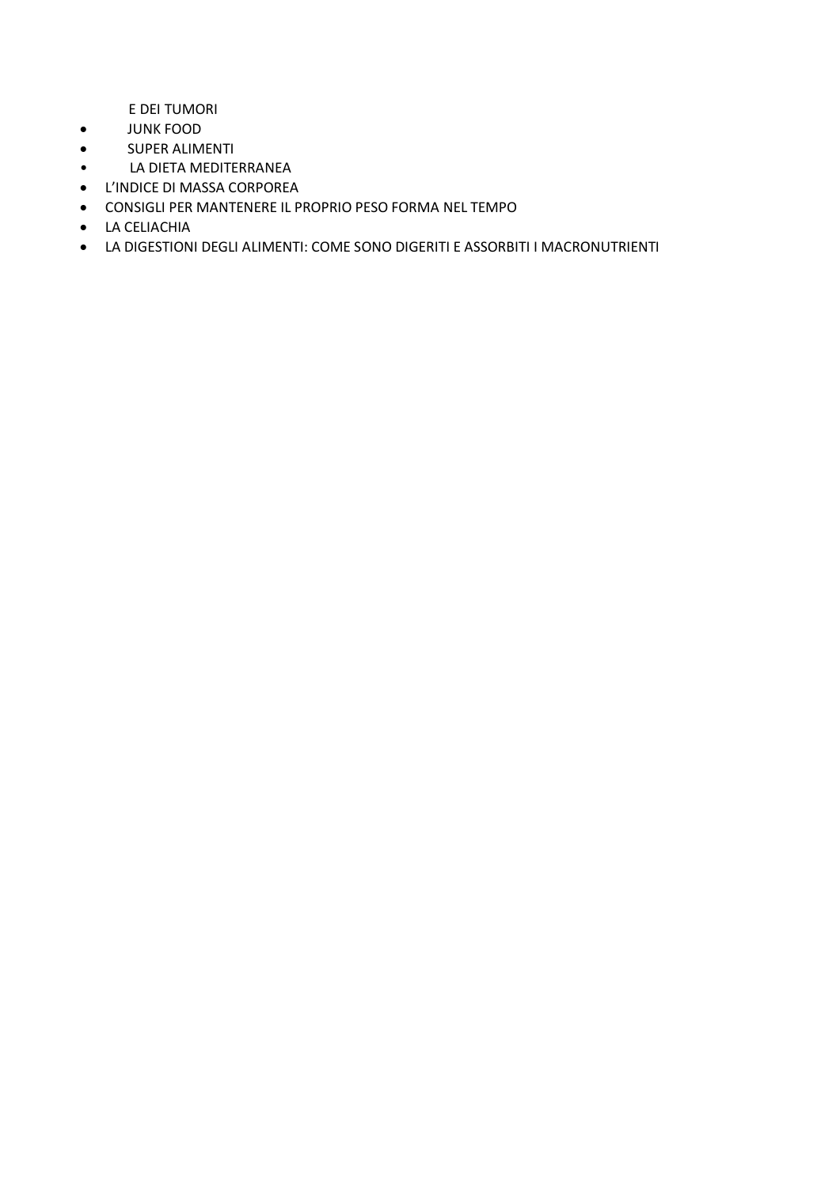E DEI TUMORI

- JUNK FOOD
- SUPER ALIMENTI
- LA DIETA MEDITERRANEA
- L'INDICE DI MASSA CORPOREA
- CONSIGLI PER MANTENERE IL PROPRIO PESO FORMA NEL TEMPO
- LA CELIACHIA
- LA DIGESTIONI DEGLI ALIMENTI: COME SONO DIGERITI E ASSORBITI I MACRONUTRIENTI